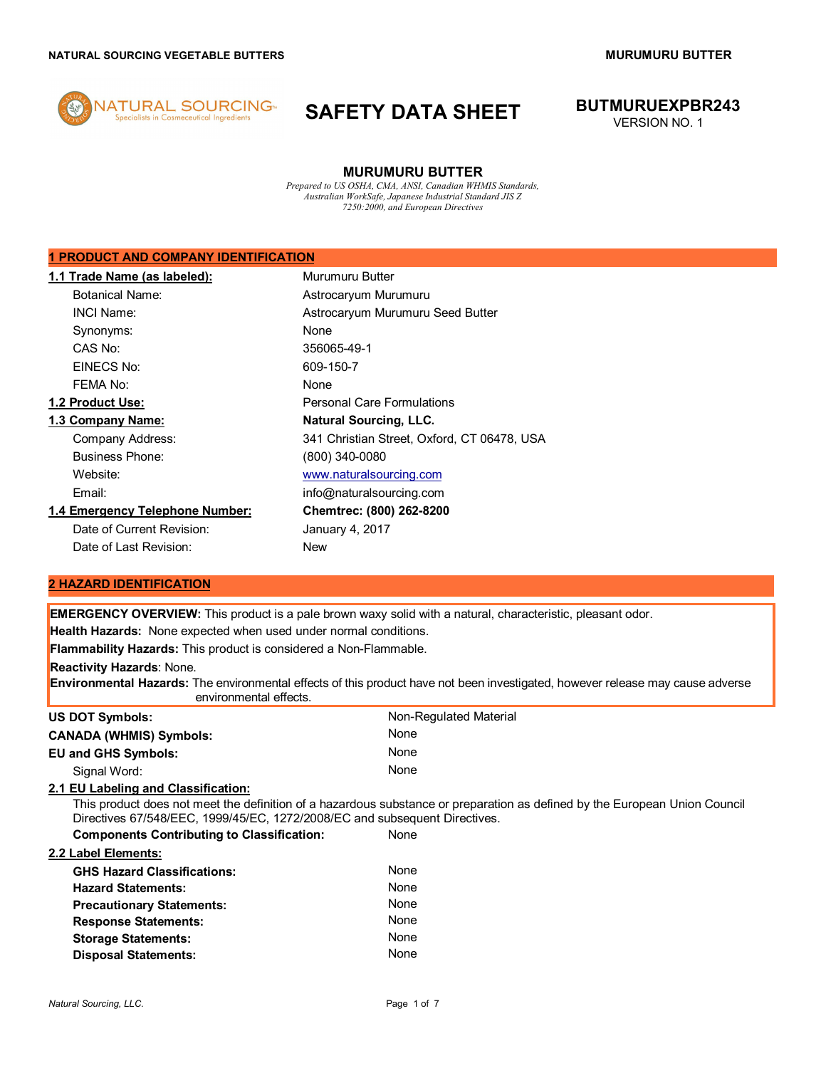# SAFETY DATA SHEET

**BUTMURUEXPBR243**
VERSION NO. 1

## MURUMURU BUTTER

*Prepared to US OSHA, CMA, ANSI, Canadian WHMIS Standards, Australian WorkSafe, Japanese Industrial Standard JIS Z 7250:2000, and European Directives*

## 1 PRODUCT AND COMPANY IDENTIFICATION

| | |
|---|---|
| **1.1 Trade Name (as labeled):** | Murumuru Butter |
| Botanical Name: | Astrocaryum Murumuru |
| INCI Name: | Astrocaryum Murumuru Seed Butter |
| Synonyms: | None |
| CAS No: | 356065-49-1 |
| EINECS No: | 609-150-7 |
| FEMA No: | None |
| **1.2 Product Use:** | Personal Care Formulations |
| **1.3 Company Name:** | **Natural Sourcing, LLC.** |
| Company Address: | 341 Christian Street, Oxford, CT 06478, USA |
| Business Phone: | (800) 340-0080 |
| Website: | www.naturalsourcing.com |
| Email: | info@naturalsourcing.com |
| **1.4 Emergency Telephone Number:** | **Chemtrec: (800) 262-8200** |
| Date of Current Revision: | January 4, 2017 |
| Date of Last Revision: | New |

## 2 HAZARD IDENTIFICATION

**EMERGENCY OVERVIEW:** This product is a pale brown waxy solid with a natural, characteristic, pleasant odor.

**Health Hazards:** None expected when used under normal conditions.

**Flammability Hazards:** This product is considered a Non-Flammable.

**Reactivity Hazards**: None.

**Environmental Hazards:** The environmental effects of this product have not been investigated, however release may cause adverse environmental effects.

| | |
|---|---|
| **US DOT Symbols:** | Non-Regulated Material |
| **CANADA (WHMIS) Symbols:** | None |
| **EU and GHS Symbols:** | None |
| Signal Word: | None |

**2.1 EU Labeling and Classification:**

This product does not meet the definition of a hazardous substance or preparation as defined by the European Union Council Directives 67/548/EEC, 1999/45/EC, 1272/2008/EC and subsequent Directives.

**Components Contributing to Classification:** None

**2.2 Label Elements:**

| | |
|---|---|
| **GHS Hazard Classifications:** | None |
| **Hazard Statements:** | None |
| **Precautionary Statements:** | None |
| **Response Statements:** | None |
| **Storage Statements:** | None |
| **Disposal Statements:** | None |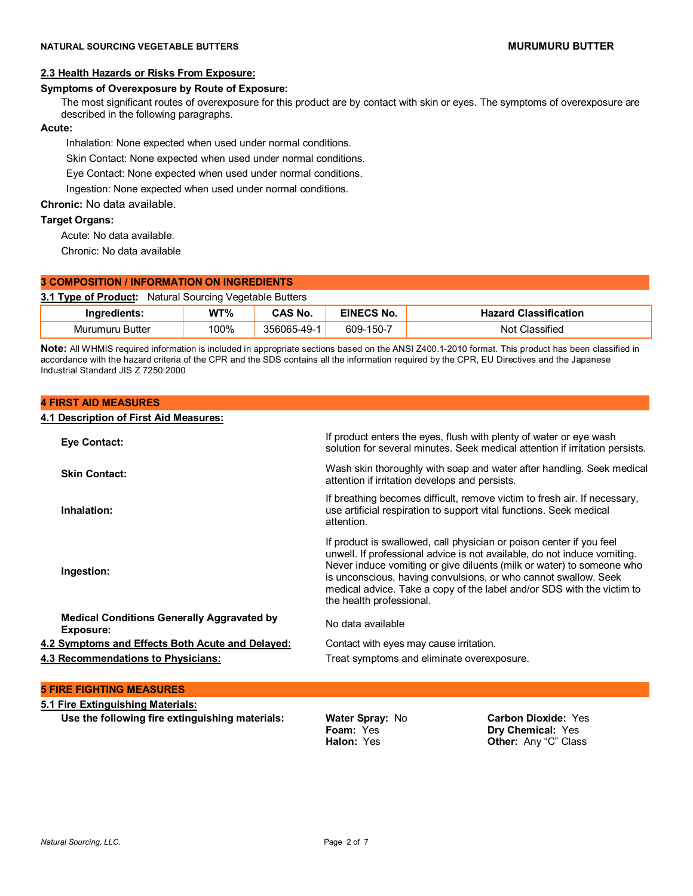### 2.3 Health Hazards or Risks From Exposure:

**Symptoms of Overexposure by Route of Exposure:**

The most significant routes of overexposure for this product are by contact with skin or eyes. The symptoms of overexposure are described in the following paragraphs.

**Acute:**

Inhalation: None expected when used under normal conditions.

Skin Contact: None expected when used under normal conditions.

Eye Contact: None expected when used under normal conditions.

Ingestion: None expected when used under normal conditions.

**Chronic:** No data available.

**Target Organs:**

Acute: No data available.

Chronic: No data available

## 3 COMPOSITION / INFORMATION ON INGREDIENTS

**3.1 Type of Product:** Natural Sourcing Vegetable Butters

| Ingredients: | WT% | CAS No. | EINECS No. | Hazard Classification |
|---|---|---|---|---|
| Murumuru Butter | 100% | 356065-49-1 | 609-150-7 | Not Classified |

**Note:** All WHMIS required information is included in appropriate sections based on the ANSI Z400.1-2010 format. This product has been classified in accordance with the hazard criteria of the CPR and the SDS contains all the information required by the CPR, EU Directives and the Japanese Industrial Standard JIS Z 7250:2000

## 4 FIRST AID MEASURES

### 4.1 Description of First Aid Measures:

**Eye Contact:** If product enters the eyes, flush with plenty of water or eye wash solution for several minutes. Seek medical attention if irritation persists.

**Skin Contact:** Wash skin thoroughly with soap and water after handling. Seek medical attention if irritation develops and persists.

**Inhalation:** If breathing becomes difficult, remove victim to fresh air. If necessary, use artificial respiration to support vital functions. Seek medical attention.

**Ingestion:** If product is swallowed, call physician or poison center if you feel unwell. If professional advice is not available, do not induce vomiting. Never induce vomiting or give diluents (milk or water) to someone who is unconscious, having convulsions, or who cannot swallow. Seek medical advice. Take a copy of the label and/or SDS with the victim to the health professional.

**Medical Conditions Generally Aggravated by Exposure:** No data available

**4.2 Symptoms and Effects Both Acute and Delayed:** Contact with eyes may cause irritation.

**4.3 Recommendations to Physicians:** Treat symptoms and eliminate overexposure.

## 5 FIRE FIGHTING MEASURES

### 5.1 Fire Extinguishing Materials:

**Use the following fire extinguishing materials:**

**Water Spray:** No
**Foam:** Yes
**Halon:** Yes
**Carbon Dioxide:** Yes
**Dry Chemical:** Yes
**Other:** Any "C" Class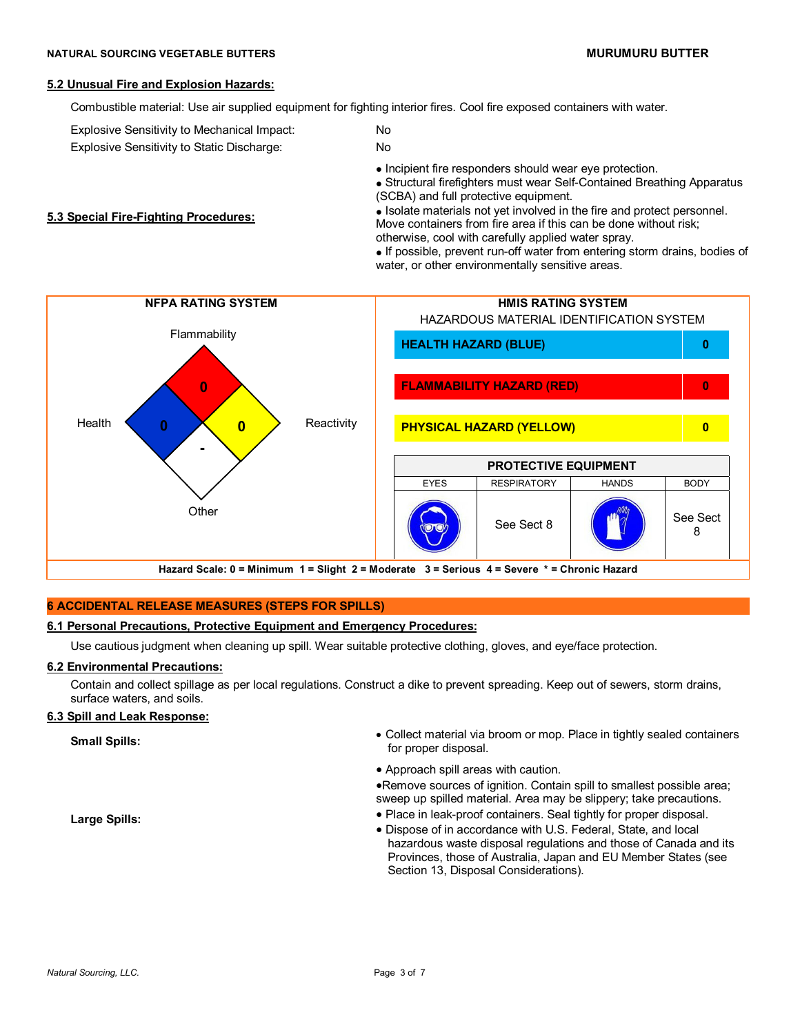### 5.2 Unusual Fire and Explosion Hazards:

Combustible material: Use air supplied equipment for fighting interior fires. Cool fire exposed containers with water.

| | |
|---|---|
| Explosive Sensitivity to Mechanical Impact: | No |
| Explosive Sensitivity to Static Discharge: | No |

### 5.3 Special Fire-Fighting Procedures:

- Incipient fire responders should wear eye protection.
- Structural firefighters must wear Self-Contained Breathing Apparatus (SCBA) and full protective equipment.
- Isolate materials not yet involved in the fire and protect personnel. Move containers from fire area if this can be done without risk; otherwise, cool with carefully applied water spray.
- If possible, prevent run-off water from entering storm drains, bodies of water, or other environmentally sensitive areas.

**NFPA RATING SYSTEM**

| Flammability | Health | Reactivity | Other |
|---|---|---|---|
| 0 | 0 | 0 | - |

**HMIS RATING SYSTEM**

HAZARDOUS MATERIAL IDENTIFICATION SYSTEM

| | |
|---|---|
| **HEALTH HAZARD (BLUE)** | **0** |
| **FLAMMABILITY HAZARD (RED)** | **0** |
| **PHYSICAL HAZARD (YELLOW)** | **0** |

**PROTECTIVE EQUIPMENT**

| EYES | RESPIRATORY | HANDS | BODY |
|---|---|---|---|
| | See Sect 8 | | See Sect 8 |

**Hazard Scale: 0 = Minimum 1 = Slight 2 = Moderate 3 = Serious 4 = Severe * = Chronic Hazard**

## 6 ACCIDENTAL RELEASE MEASURES (STEPS FOR SPILLS)

### 6.1 Personal Precautions, Protective Equipment and Emergency Procedures:

Use cautious judgment when cleaning up spill. Wear suitable protective clothing, gloves, and eye/face protection.

### 6.2 Environmental Precautions:

Contain and collect spillage as per local regulations. Construct a dike to prevent spreading. Keep out of sewers, storm drains, surface waters, and soils.

### 6.3 Spill and Leak Response:

**Small Spills:**

- Collect material via broom or mop. Place in tightly sealed containers for proper disposal.

**Large Spills:**

- Approach spill areas with caution.
- Remove sources of ignition. Contain spill to smallest possible area; sweep up spilled material. Area may be slippery; take precautions.
- Place in leak-proof containers. Seal tightly for proper disposal.
- Dispose of in accordance with U.S. Federal, State, and local hazardous waste disposal regulations and those of Canada and its Provinces, those of Australia, Japan and EU Member States (see Section 13, Disposal Considerations).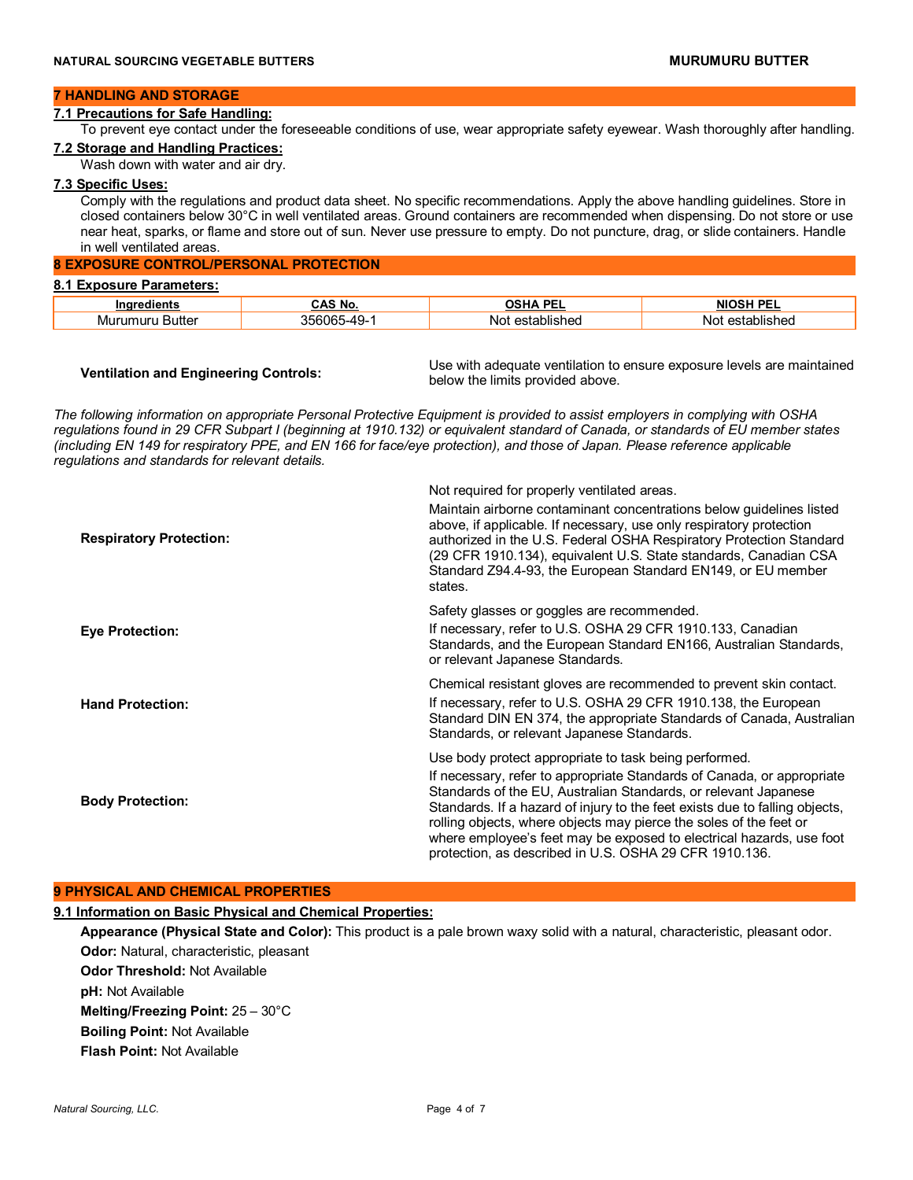## 7 HANDLING AND STORAGE

### 7.1 Precautions for Safe Handling:

To prevent eye contact under the foreseeable conditions of use, wear appropriate safety eyewear. Wash thoroughly after handling.

### 7.2 Storage and Handling Practices:

Wash down with water and air dry.

### 7.3 Specific Uses:

Comply with the regulations and product data sheet. No specific recommendations. Apply the above handling guidelines. Store in closed containers below 30°C in well ventilated areas. Ground containers are recommended when dispensing. Do not store or use near heat, sparks, or flame and store out of sun. Never use pressure to empty. Do not puncture, drag, or slide containers. Handle in well ventilated areas.

## 8 EXPOSURE CONTROL/PERSONAL PROTECTION

### 8.1 Exposure Parameters:

| Ingredients | CAS No. | OSHA PEL | NIOSH PEL |
|---|---|---|---|
| Murumuru Butter | 356065-49-1 | Not established | Not established |

**Ventilation and Engineering Controls:** Use with adequate ventilation to ensure exposure levels are maintained below the limits provided above.

*The following information on appropriate Personal Protective Equipment is provided to assist employers in complying with OSHA regulations found in 29 CFR Subpart I (beginning at 1910.132) or equivalent standard of Canada, or standards of EU member states (including EN 149 for respiratory PPE, and EN 166 for face/eye protection), and those of Japan. Please reference applicable regulations and standards for relevant details.*

**Respiratory Protection:** Not required for properly ventilated areas.
Maintain airborne contaminant concentrations below guidelines listed above, if applicable. If necessary, use only respiratory protection authorized in the U.S. Federal OSHA Respiratory Protection Standard (29 CFR 1910.134), equivalent U.S. State standards, Canadian CSA Standard Z94.4-93, the European Standard EN149, or EU member states.

**Eye Protection:** Safety glasses or goggles are recommended.
If necessary, refer to U.S. OSHA 29 CFR 1910.133, Canadian Standards, and the European Standard EN166, Australian Standards, or relevant Japanese Standards.

**Hand Protection:** Chemical resistant gloves are recommended to prevent skin contact.
If necessary, refer to U.S. OSHA 29 CFR 1910.138, the European Standard DIN EN 374, the appropriate Standards of Canada, Australian Standards, or relevant Japanese Standards.

**Body Protection:** Use body protect appropriate to task being performed.
If necessary, refer to appropriate Standards of Canada, or appropriate Standards of the EU, Australian Standards, or relevant Japanese Standards. If a hazard of injury to the feet exists due to falling objects, rolling objects, where objects may pierce the soles of the feet or where employee's feet may be exposed to electrical hazards, use foot protection, as described in U.S. OSHA 29 CFR 1910.136.

## 9 PHYSICAL AND CHEMICAL PROPERTIES

### 9.1 Information on Basic Physical and Chemical Properties:

**Appearance (Physical State and Color):** This product is a pale brown waxy solid with a natural, characteristic, pleasant odor.

**Odor:** Natural, characteristic, pleasant

**Odor Threshold:** Not Available

**pH:** Not Available

**Melting/Freezing Point:** 25 – 30°C

**Boiling Point:** Not Available

**Flash Point:** Not Available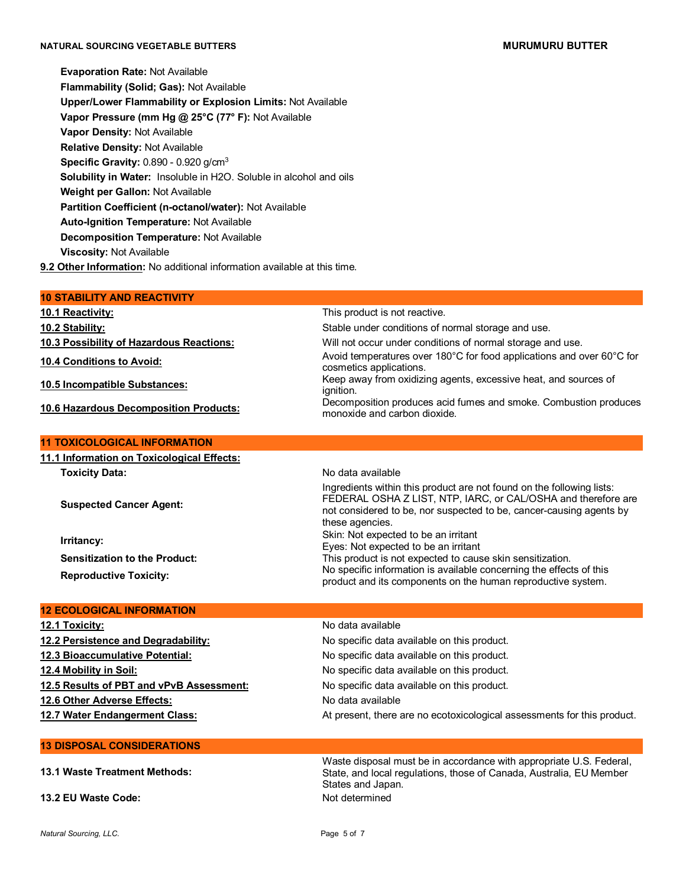**Evaporation Rate:** Not Available

**Flammability (Solid; Gas):** Not Available

**Upper/Lower Flammability or Explosion Limits:** Not Available

**Vapor Pressure (mm Hg @ 25°C (77° F):** Not Available

**Vapor Density:** Not Available

**Relative Density:** Not Available

**Specific Gravity:** 0.890 - 0.920 g/cm$^3$

**Solubility in Water:** Insoluble in H2O. Soluble in alcohol and oils

**Weight per Gallon:** Not Available

**Partition Coefficient (n-octanol/water):** Not Available

**Auto-Ignition Temperature:** Not Available

**Decomposition Temperature:** Not Available

**Viscosity:** Not Available

**9.2 Other Information:** No additional information available at this time.

## 10 STABILITY AND REACTIVITY

| | |
|---|---|
| **10.1 Reactivity:** | This product is not reactive. |
| **10.2 Stability:** | Stable under conditions of normal storage and use. |
| **10.3 Possibility of Hazardous Reactions:** | Will not occur under conditions of normal storage and use. |
| **10.4 Conditions to Avoid:** | Avoid temperatures over 180°C for food applications and over 60°C for cosmetics applications. |
| **10.5 Incompatible Substances:** | Keep away from oxidizing agents, excessive heat, and sources of ignition. |
| **10.6 Hazardous Decomposition Products:** | Decomposition produces acid fumes and smoke. Combustion produces monoxide and carbon dioxide. |

## 11 TOXICOLOGICAL INFORMATION

**11.1 Information on Toxicological Effects:**

| | |
|---|---|
| **Toxicity Data:** | No data available |
| **Suspected Cancer Agent:** | Ingredients within this product are not found on the following lists: FEDERAL OSHA Z LIST, NTP, IARC, or CAL/OSHA and therefore are not considered to be, nor suspected to be, cancer-causing agents by these agencies. |
| **Irritancy:** | Skin: Not expected to be an irritant<br>Eyes: Not expected to be an irritant |
| **Sensitization to the Product:** | This product is not expected to cause skin sensitization. |
| **Reproductive Toxicity:** | No specific information is available concerning the effects of this product and its components on the human reproductive system. |

## 12 ECOLOGICAL INFORMATION

| | |
|---|---|
| **12.1 Toxicity:** | No data available |
| **12.2 Persistence and Degradability:** | No specific data available on this product. |
| **12.3 Bioaccumulative Potential:** | No specific data available on this product. |
| **12.4 Mobility in Soil:** | No specific data available on this product. |
| **12.5 Results of PBT and vPvB Assessment:** | No specific data available on this product. |
| **12.6 Other Adverse Effects:** | No data available |
| **12.7 Water Endangerment Class:** | At present, there are no ecotoxicological assessments for this product. |

## 13 DISPOSAL CONSIDERATIONS

| | |
|---|---|
| **13.1 Waste Treatment Methods:** | Waste disposal must be in accordance with appropriate U.S. Federal, State, and local regulations, those of Canada, Australia, EU Member States and Japan. |
| **13.2 EU Waste Code:** | Not determined |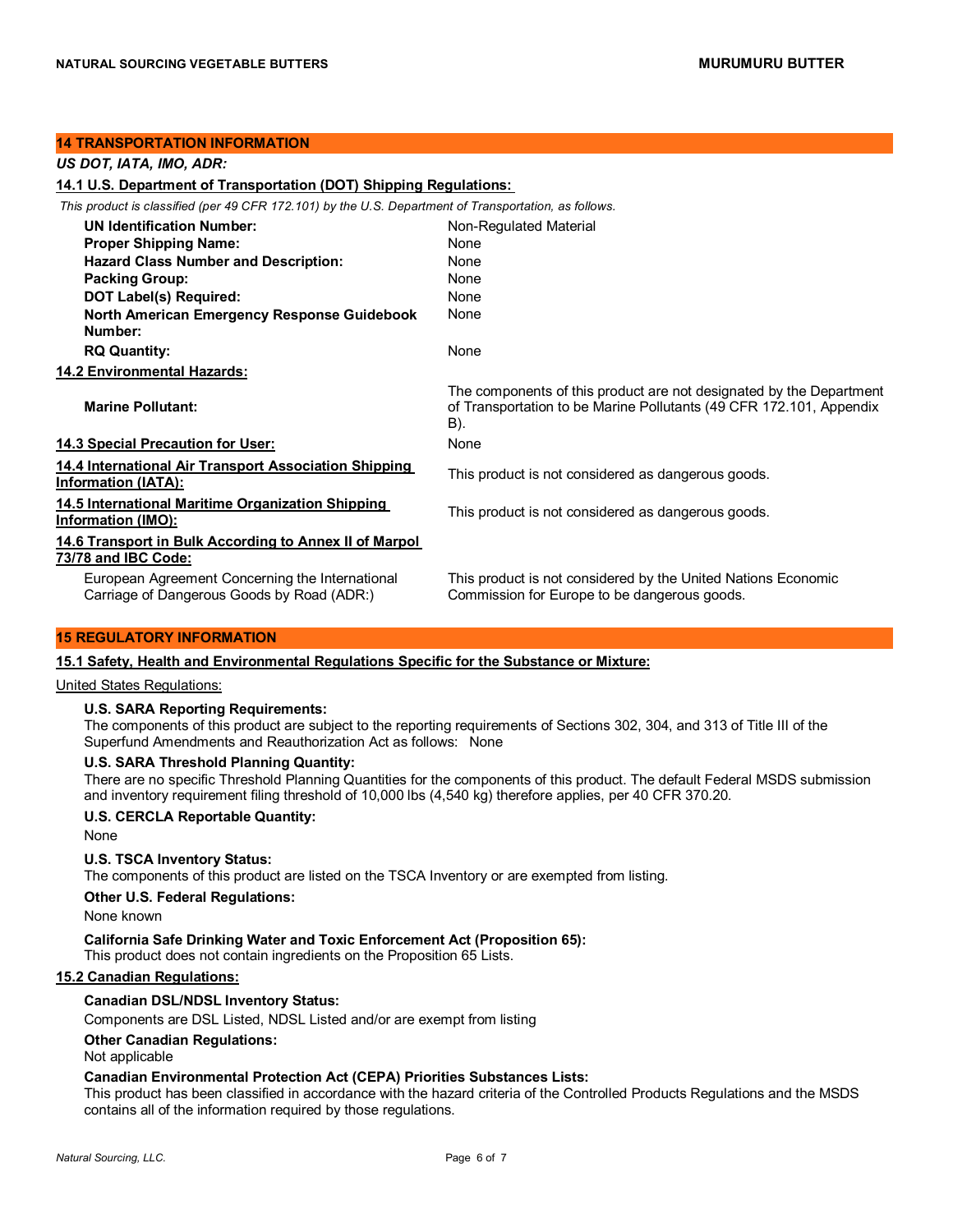## 14 TRANSPORTATION INFORMATION

*US DOT, IATA, IMO, ADR:*

### 14.1 U.S. Department of Transportation (DOT) Shipping Regulations:

*This product is classified (per 49 CFR 172.101) by the U.S. Department of Transportation, as follows.*

| | |
|---|---|
| **UN Identification Number:** | Non-Regulated Material |
| **Proper Shipping Name:** | None |
| **Hazard Class Number and Description:** | None |
| **Packing Group:** | None |
| **DOT Label(s) Required:** | None |
| **North American Emergency Response Guidebook Number:** | None |
| **RQ Quantity:** | None |

### 14.2 Environmental Hazards:

| | |
|---|---|
| **Marine Pollutant:** | The components of this product are not designated by the Department of Transportation to be Marine Pollutants (49 CFR 172.101, Appendix B). |

### 14.3 Special Precaution for User:

None

### 14.4 International Air Transport Association Shipping Information (IATA):

This product is not considered as dangerous goods.

### 14.5 International Maritime Organization Shipping Information (IMO):

This product is not considered as dangerous goods.

### 14.6 Transport in Bulk According to Annex II of Marpol 73/78 and IBC Code:

| | |
|---|---|
| European Agreement Concerning the International Carriage of Dangerous Goods by Road (ADR:) | This product is not considered by the United Nations Economic Commission for Europe to be dangerous goods. |

## 15 REGULATORY INFORMATION

### 15.1 Safety, Health and Environmental Regulations Specific for the Substance or Mixture:

United States Regulations:

**U.S. SARA Reporting Requirements:**
The components of this product are subject to the reporting requirements of Sections 302, 304, and 313 of Title III of the Superfund Amendments and Reauthorization Act as follows: None

**U.S. SARA Threshold Planning Quantity:**
There are no specific Threshold Planning Quantities for the components of this product. The default Federal MSDS submission and inventory requirement filing threshold of 10,000 lbs (4,540 kg) therefore applies, per 40 CFR 370.20.

**U.S. CERCLA Reportable Quantity:**
None

**U.S. TSCA Inventory Status:**
The components of this product are listed on the TSCA Inventory or are exempted from listing.

**Other U.S. Federal Regulations:**
None known

**California Safe Drinking Water and Toxic Enforcement Act (Proposition 65):**
This product does not contain ingredients on the Proposition 65 Lists.

### 15.2 Canadian Regulations:

**Canadian DSL/NDSL Inventory Status:**
Components are DSL Listed, NDSL Listed and/or are exempt from listing

**Other Canadian Regulations:**
Not applicable

**Canadian Environmental Protection Act (CEPA) Priorities Substances Lists:**
This product has been classified in accordance with the hazard criteria of the Controlled Products Regulations and the MSDS contains all of the information required by those regulations.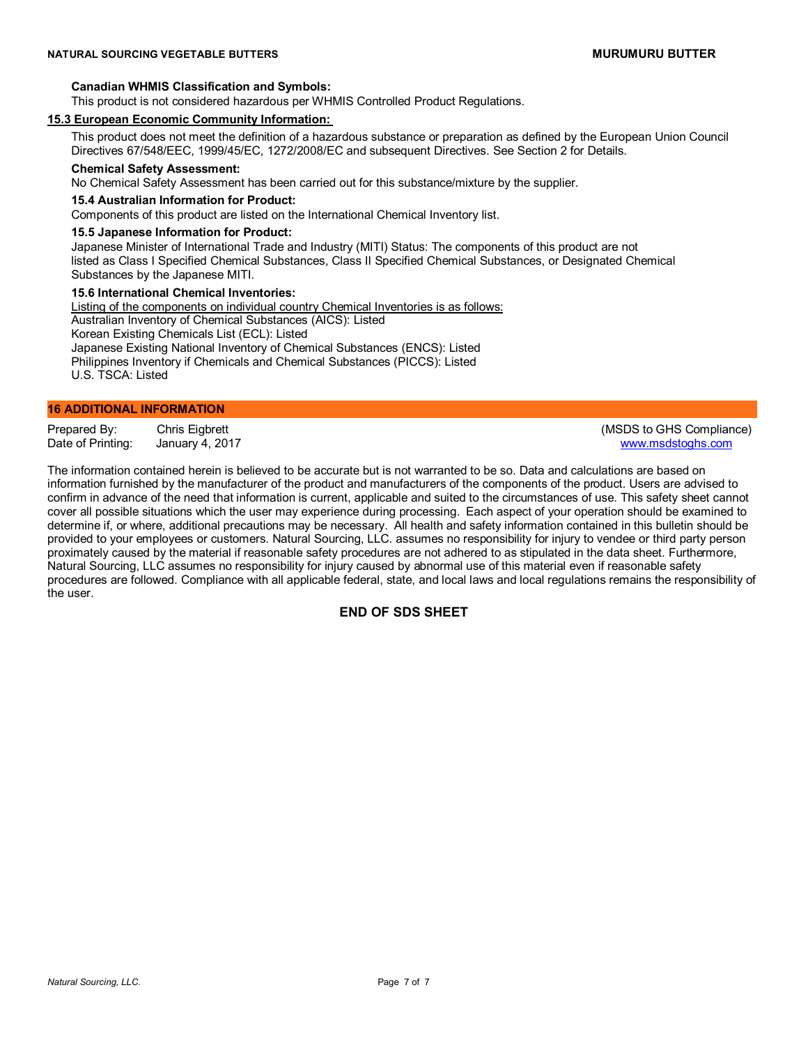**Canadian WHMIS Classification and Symbols:**

This product is not considered hazardous per WHMIS Controlled Product Regulations.

## 15.3 European Economic Community Information:

This product does not meet the definition of a hazardous substance or preparation as defined by the European Union Council Directives 67/548/EEC, 1999/45/EC, 1272/2008/EC and subsequent Directives. See Section 2 for Details.

**Chemical Safety Assessment:**

No Chemical Safety Assessment has been carried out for this substance/mixture by the supplier.

**15.4 Australian Information for Product:**

Components of this product are listed on the International Chemical Inventory list.

**15.5 Japanese Information for Product:**

Japanese Minister of International Trade and Industry (MITI) Status: The components of this product are not listed as Class I Specified Chemical Substances, Class II Specified Chemical Substances, or Designated Chemical Substances by the Japanese MITI.

**15.6 International Chemical Inventories:**

Listing of the components on individual country Chemical Inventories is as follows:
Australian Inventory of Chemical Substances (AICS): Listed
Korean Existing Chemicals List (ECL): Listed
Japanese Existing National Inventory of Chemical Substances (ENCS): Listed
Philippines Inventory if Chemicals and Chemical Substances (PICCS): Listed
U.S. TSCA: Listed

## 16 ADDITIONAL INFORMATION

Prepared By: Chris Eigbrett
Date of Printing: January 4, 2017

(MSDS to GHS Compliance)
www.msdstoghs.com

The information contained herein is believed to be accurate but is not warranted to be so. Data and calculations are based on information furnished by the manufacturer of the product and manufacturers of the components of the product. Users are advised to confirm in advance of the need that information is current, applicable and suited to the circumstances of use. This safety sheet cannot cover all possible situations which the user may experience during processing. Each aspect of your operation should be examined to determine if, or where, additional precautions may be necessary. All health and safety information contained in this bulletin should be provided to your employees or customers. Natural Sourcing, LLC. assumes no responsibility for injury to vendee or third party person proximately caused by the material if reasonable safety procedures are not adhered to as stipulated in the data sheet. Furthermore, Natural Sourcing, LLC assumes no responsibility for injury caused by abnormal use of this material even if reasonable safety procedures are followed. Compliance with all applicable federal, state, and local laws and local regulations remains the responsibility of the user.

**END OF SDS SHEET**